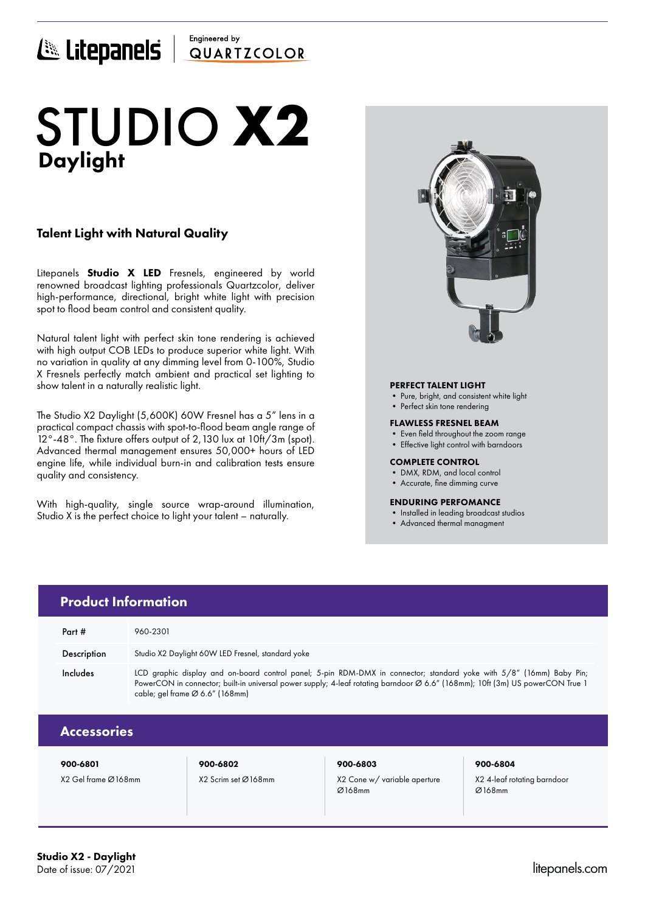Litepanels | Engineered by QUARTZCOLOR

# STUDIO X2
## Daylight

### Talent Light with Natural Quality

Litepanels **Studio X LED** Fresnels, engineered by world renowned broadcast lighting professionals Quartzcolor, deliver high-performance, directional, bright white light with precision spot to flood beam control and consistent quality.

Natural talent light with perfect skin tone rendering is achieved with high output COB LEDs to produce superior white light. With no variation in quality at any dimming level from 0-100%, Studio X Fresnels perfectly match ambient and practical set lighting to show talent in a naturally realistic light.

The Studio X2 Daylight (5,600K) 60W Fresnel has a 5" lens in a practical compact chassis with spot-to-flood beam angle range of 12°-48°. The fixture offers output of 2,130 lux at 10ft/3m (spot). Advanced thermal management ensures 50,000+ hours of LED engine life, while individual burn-in and calibration tests ensure quality and consistency.

With high-quality, single source wrap-around illumination, Studio X is the perfect choice to light your talent – naturally.

**PERFECT TALENT LIGHT**
- Pure, bright, and consistent white light
- Perfect skin tone rendering

**FLAWLESS FRESNEL BEAM**
- Even field throughout the zoom range
- Effective light control with barndoors

**COMPLETE CONTROL**
- DMX, RDM, and local control
- Accurate, fine dimming curve

**ENDURING PERFOMANCE**
- Installed in leading broadcast studios
- Advanced thermal managment

## Product Information

| | |
|---|---|
| Part # | 960-2301 |
| Description | Studio X2 Daylight 60W LED Fresnel, standard yoke |
| Includes | LCD graphic display and on-board control panel; 5-pin RDM-DMX in connector; standard yoke with 5/8" (16mm) Baby Pin; PowerCON in connector; built-in universal power supply; 4-leaf rotating barndoor Ø 6.6" (168mm); 10ft (3m) US powerCON True 1 cable; gel frame Ø 6.6" (168mm) |

## Accessories

| 900-6801 | 900-6802 | 900-6803 | 900-6804 |
|---|---|---|---|
| X2 Gel frame Ø168mm | X2 Scrim set Ø168mm | X2 Cone w/ variable aperture Ø168mm | X2 4-leaf rotating barndoor Ø168mm |

**Studio X2 - Daylight**
Date of issue: 07/2021

litepanels.com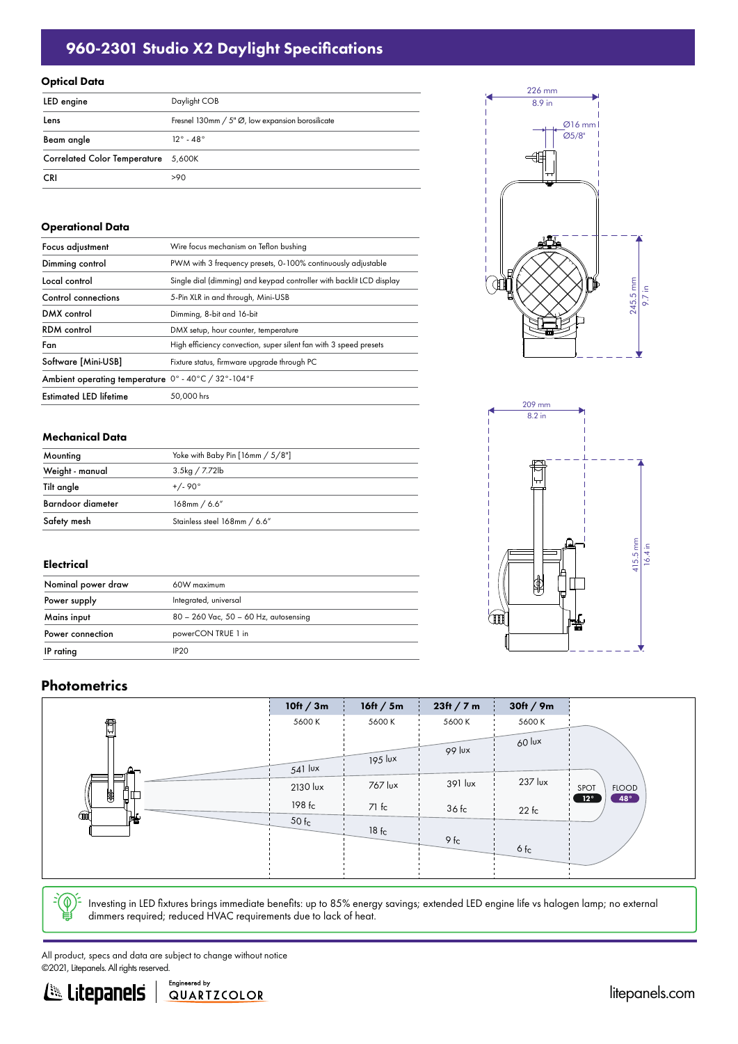# 960-2301 Studio X2 Daylight Specifications

## Optical Data

| | |
|---|---|
| LED engine | Daylight COB |
| Lens | Fresnel 130mm / 5" Ø, low expansion borosilicate |
| Beam angle | 12° - 48° |
| Correlated Color Temperature | 5,600K |
| CRI | >90 |

## Operational Data

| | |
|---|---|
| Focus adjustment | Wire focus mechanism on Teflon bushing |
| Dimming control | PWM with 3 frequency presets, 0-100% continuously adjustable |
| Local control | Single dial (dimming) and keypad controller with backlit LCD display |
| Control connections | 5-Pin XLR in and through, Mini-USB |
| DMX control | Dimming, 8-bit and 16-bit |
| RDM control | DMX setup, hour counter, temperature |
| Fan | High efficiency convection, super silent fan with 3 speed presets |
| Software [Mini-USB] | Fixture status, firmware upgrade through PC |
| Ambient operating temperature | 0° - 40°C / 32°-104°F |
| Estimated LED lifetime | 50,000 hrs |

## Mechanical Data

| | |
|---|---|
| Mounting | Yoke with Baby Pin [16mm / 5/8"] |
| Weight - manual | 3.5kg / 7.72lb |
| Tilt angle | +/- 90° |
| Barndoor diameter | 168mm / 6.6" |
| Safety mesh | Stainless steel 168mm / 6.6" |

## Electrical

| | |
|---|---|
| Nominal power draw | 60W maximum |
| Power supply | Integrated, universal |
| Mains input | 80 – 260 Vac, 50 – 60 Hz, autosensing |
| Power connection | powerCON TRUE 1 in |
| IP rating | IP20 |

226 mm
8.9 in
Ø16 mm
Ø5/8"
245.5 mm
9.7 in

209 mm
8.2 in
415.5 mm
16.4 in

## Photometrics

10ft / 3m
5600 K
541 lux
2130 lux
198 fc
50 fc

16ft / 5m
5600 K
195 lux
767 lux
71 fc
18 fc

23ft / 7 m
5600 K
99 lux
391 lux
36 fc
9 fc

30ft / 9m
5600 K
60 lux
237 lux
22 fc
6 fc

SPOT 12°
FLOOD 48°

Investing in LED fixtures brings immediate benefits: up to 85% energy savings; extended LED engine life vs halogen lamp; no external dimmers required; reduced HVAC requirements due to lack of heat.

All product, specs and data are subject to change without notice
©2021, Litepanels. All rights reserved.

Litepanels | Engineered by QUARTZCOLOR

litepanels.com